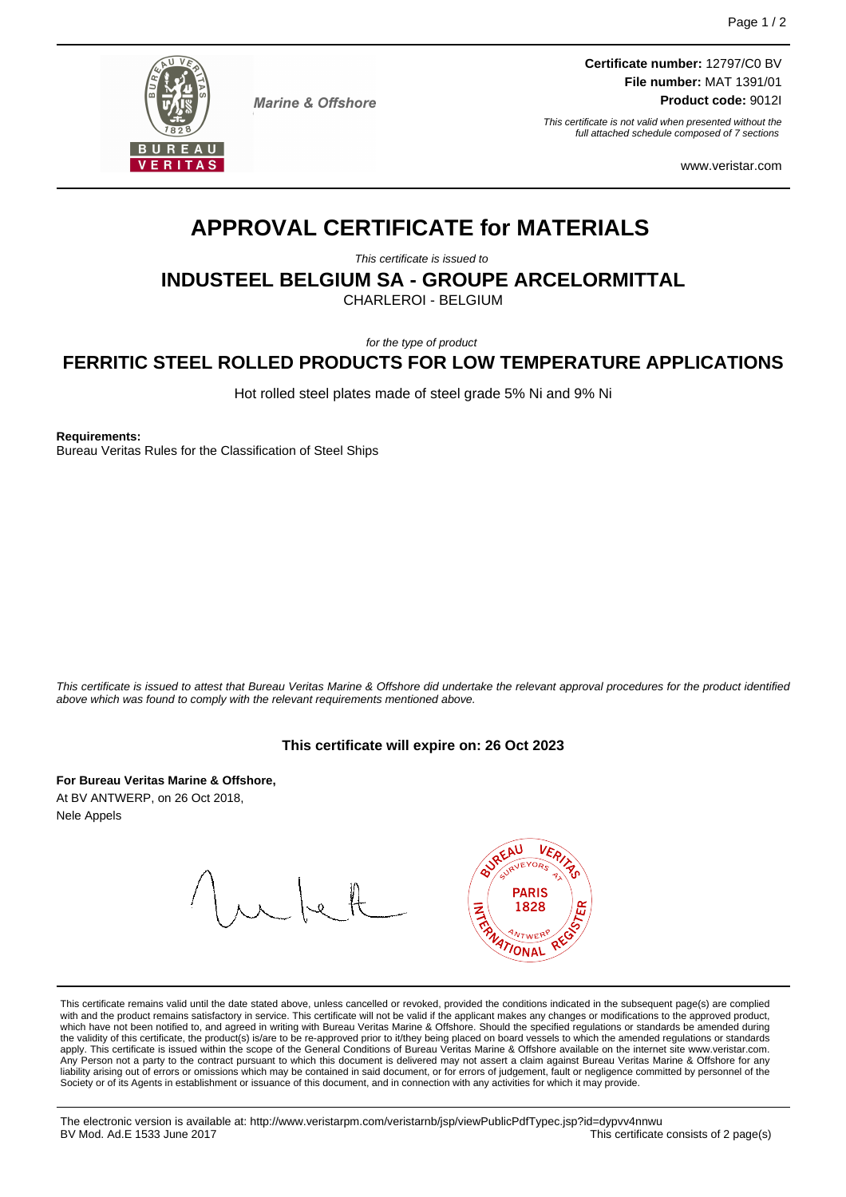Marine & Offshore

**Certificate number:** 12797/C0 BV
**File number:** MAT 1391/01
**Product code:** 9012I

*This certificate is not valid when presented without the full attached schedule composed of 7 sections*

www.veristar.com

# APPROVAL CERTIFICATE for MATERIALS

*This certificate is issued to*

## INDUSTEEL BELGIUM SA - GROUPE ARCELORMITTAL

CHARLEROI - BELGIUM

*for the type of product*

## FERRITIC STEEL ROLLED PRODUCTS FOR LOW TEMPERATURE APPLICATIONS

Hot rolled steel plates made of steel grade 5% Ni and 9% Ni

**Requirements:**
Bureau Veritas Rules for the Classification of Steel Ships

*This certificate is issued to attest that Bureau Veritas Marine & Offshore did undertake the relevant approval procedures for the product identified above which was found to comply with the relevant requirements mentioned above.*

**This certificate will expire on: 26 Oct 2023**

**For Bureau Veritas Marine & Offshore,**
At BV ANTWERP, on 26 Oct 2018,
Nele Appels

This certificate remains valid until the date stated above, unless cancelled or revoked, provided the conditions indicated in the subsequent page(s) are complied with and the product remains satisfactory in service. This certificate will not be valid if the applicant makes any changes or modifications to the approved product, which have not been notified to, and agreed in writing with Bureau Veritas Marine & Offshore. Should the specified regulations or standards be amended during the validity of this certificate, the product(s) is/are to be re-approved prior to it/they being placed on board vessels to which the amended regulations or standards apply. This certificate is issued within the scope of the General Conditions of Bureau Veritas Marine & Offshore available on the internet site www.veristar.com. Any Person not a party to the contract pursuant to which this document is delivered may not assert a claim against Bureau Veritas Marine & Offshore for any liability arising out of errors or omissions which may be contained in said document, or for errors of judgement, fault or negligence committed by personnel of the Society or of its Agents in establishment or issuance of this document, and in connection with any activities for which it may provide.

The electronic version is available at: http://www.veristarpm.com/veristarnb/jsp/viewPublicPdfTypec.jsp?id=dypvv4nnwu
BV Mod. Ad.E 1533 June 2017 This certificate consists of 2 page(s)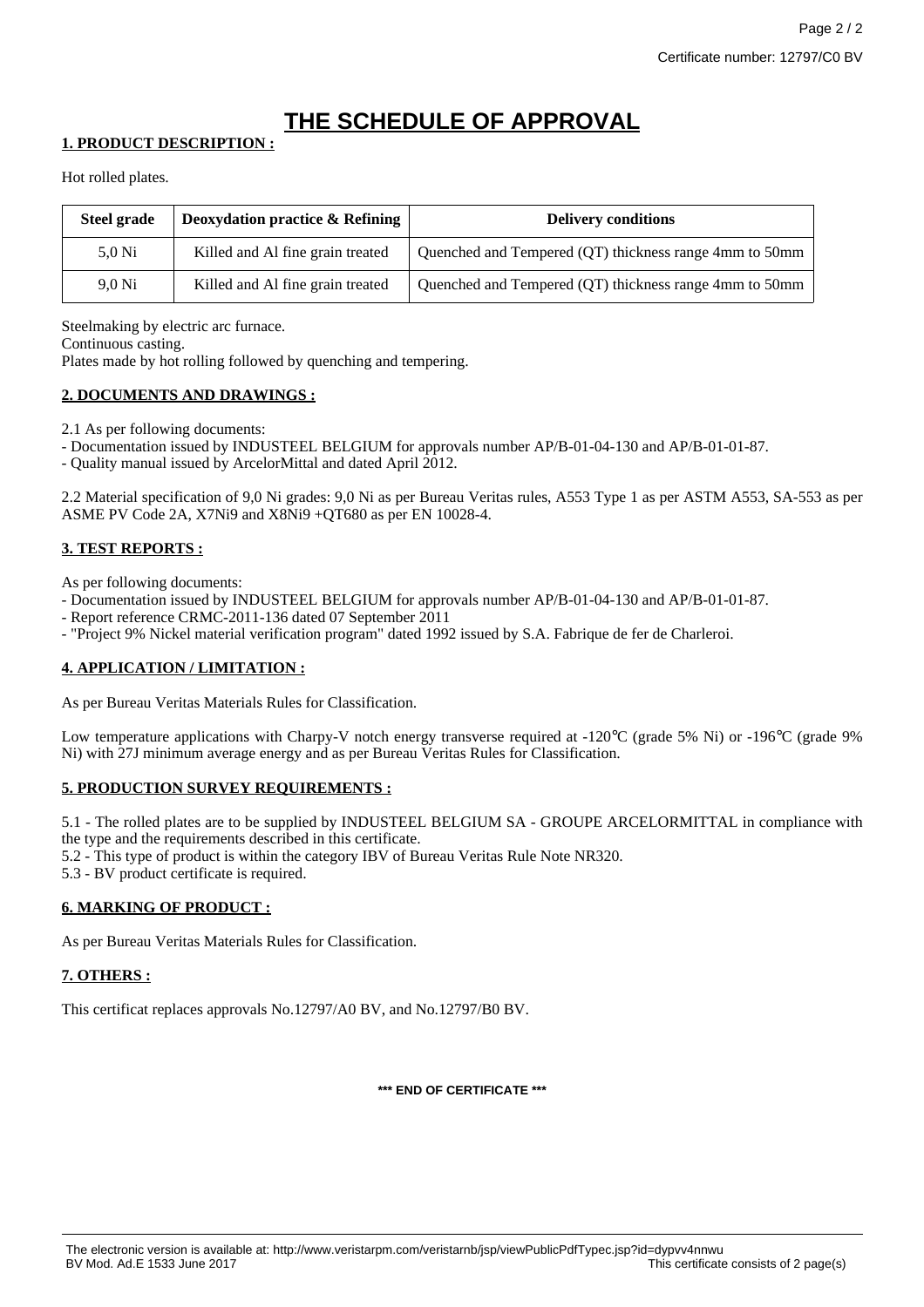# THE SCHEDULE OF APPROVAL

**1. PRODUCT DESCRIPTION :**

Hot rolled plates.

| Steel grade | Deoxydation practice & Refining | Delivery conditions |
|---|---|---|
| 5,0 Ni | Killed and Al fine grain treated | Quenched and Tempered (QT) thickness range 4mm to 50mm |
| 9,0 Ni | Killed and Al fine grain treated | Quenched and Tempered (QT) thickness range 4mm to 50mm |

Steelmaking by electric arc furnace.
Continuous casting.
Plates made by hot rolling followed by quenching and tempering.

**2. DOCUMENTS AND DRAWINGS :**

2.1 As per following documents:
- Documentation issued by INDUSTEEL BELGIUM for approvals number AP/B-01-04-130 and AP/B-01-01-87.
- Quality manual issued by ArcelorMittal and dated April 2012.

2.2 Material specification of 9,0 Ni grades: 9,0 Ni as per Bureau Veritas rules, A553 Type 1 as per ASTM A553, SA-553 as per ASME PV Code 2A, X7Ni9 and X8Ni9 +QT680 as per EN 10028-4.

**3. TEST REPORTS :**

As per following documents:
- Documentation issued by INDUSTEEL BELGIUM for approvals number AP/B-01-04-130 and AP/B-01-01-87.
- Report reference CRMC-2011-136 dated 07 September 2011
- "Project 9% Nickel material verification program" dated 1992 issued by S.A. Fabrique de fer de Charleroi.

**4. APPLICATION / LIMITATION :**

As per Bureau Veritas Materials Rules for Classification.

Low temperature applications with Charpy-V notch energy transverse required at -120°C (grade 5% Ni) or -196°C (grade 9% Ni) with 27J minimum average energy and as per Bureau Veritas Rules for Classification.

**5. PRODUCTION SURVEY REQUIREMENTS :**

5.1 - The rolled plates are to be supplied by INDUSTEEL BELGIUM SA - GROUPE ARCELORMITTAL in compliance with the type and the requirements described in this certificate.
5.2 - This type of product is within the category IBV of Bureau Veritas Rule Note NR320.
5.3 - BV product certificate is required.

**6. MARKING OF PRODUCT :**

As per Bureau Veritas Materials Rules for Classification.

**7. OTHERS :**

This certificat replaces approvals No.12797/A0 BV, and No.12797/B0 BV.

**\*\*\* END OF CERTIFICATE \*\*\***